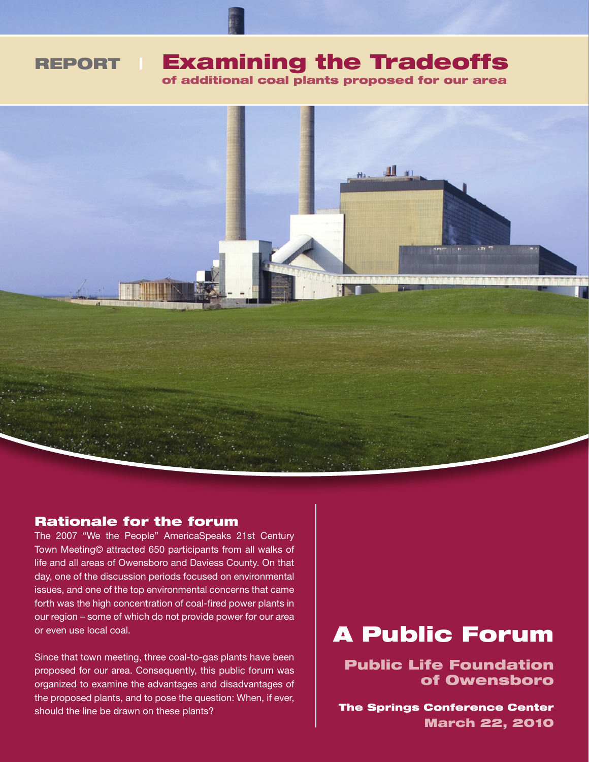# REPORT | Examining the Tradeoffs

## of additional coal plants proposed for our area

### Rationale for the forum

The 2007 "We the People" AmericaSpeaks 21st Century Town Meeting© attracted 650 participants from all walks of life and all areas of Owensboro and Daviess County. On that day, one of the discussion periods focused on environmental issues, and one of the top environmental concerns that came forth was the high concentration of coal-fired power plants in our region – some of which do not provide power for our area or even use local coal.

Since that town meeting, three coal-to-gas plants have been proposed for our area. Consequently, this public forum was organized to examine the advantages and disadvantages of the proposed plants, and to pose the question: When, if ever, should the line be drawn on these plants?

## A Public Forum

**Public Life Foundation of Owensboro**

**The Springs Conference Center**
**March 22, 2010**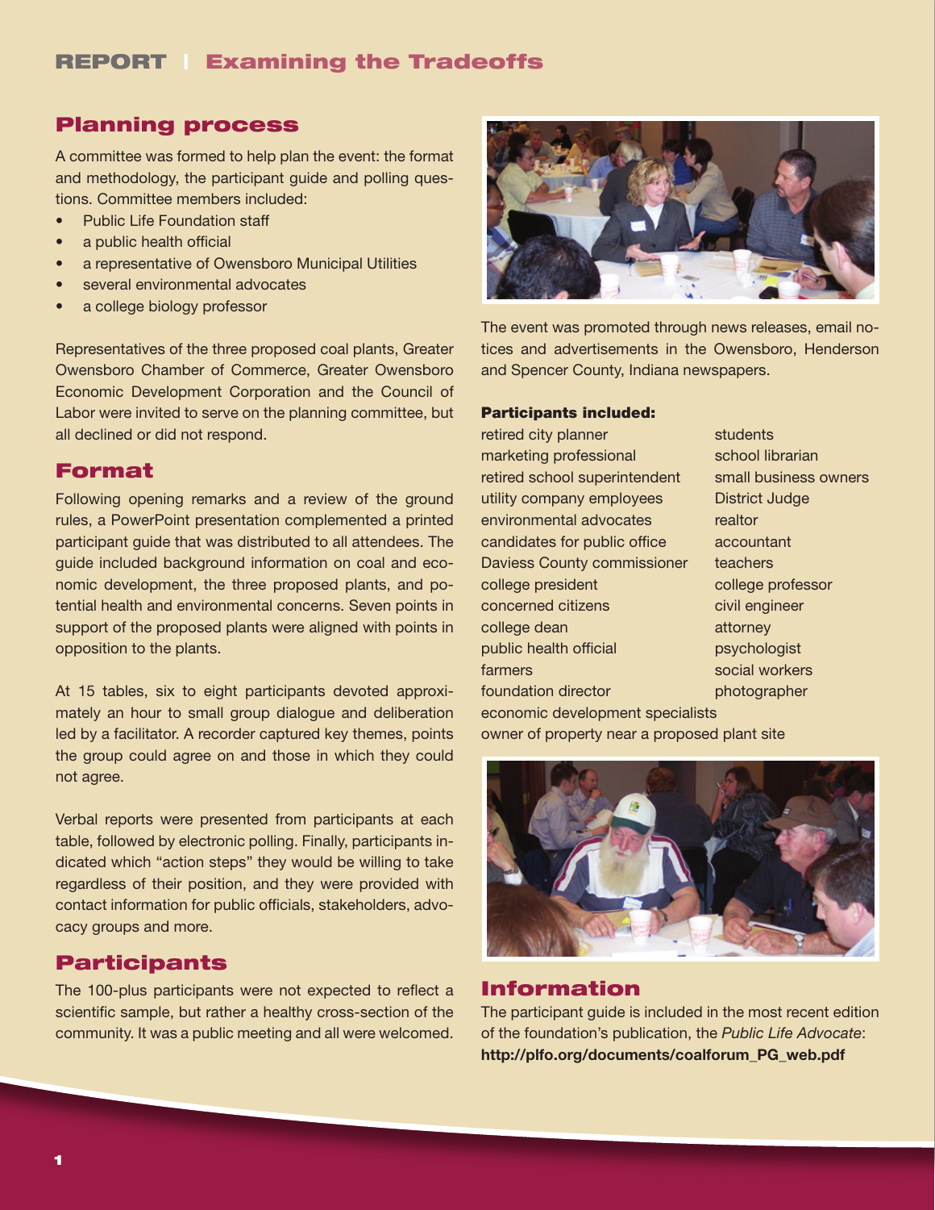## Planning process

A committee was formed to help plan the event: the format and methodology, the participant guide and polling questions. Committee members included:

- Public Life Foundation staff
- a public health official
- a representative of Owensboro Municipal Utilities
- several environmental advocates
- a college biology professor

Representatives of the three proposed coal plants, Greater Owensboro Chamber of Commerce, Greater Owensboro Economic Development Corporation and the Council of Labor were invited to serve on the planning committee, but all declined or did not respond.

## Format

Following opening remarks and a review of the ground rules, a PowerPoint presentation complemented a printed participant guide that was distributed to all attendees. The guide included background information on coal and economic development, the three proposed plants, and potential health and environmental concerns. Seven points in support of the proposed plants were aligned with points in opposition to the plants.

At 15 tables, six to eight participants devoted approximately an hour to small group dialogue and deliberation led by a facilitator. A recorder captured key themes, points the group could agree on and those in which they could not agree.

Verbal reports were presented from participants at each table, followed by electronic polling. Finally, participants indicated which "action steps" they would be willing to take regardless of their position, and they were provided with contact information for public officials, stakeholders, advocacy groups and more.

## Participants

The 100-plus participants were not expected to reflect a scientific sample, but rather a healthy cross-section of the community. It was a public meeting and all were welcomed.

The event was promoted through news releases, email notices and advertisements in the Owensboro, Henderson and Spencer County, Indiana newspapers.

**Participants included:**

retired city planner
marketing professional
retired school superintendent
utility company employees
environmental advocates
candidates for public office
Daviess County commissioner
college president
concerned citizens
college dean
public health official
farmers
foundation director
students
school librarian
small business owners
District Judge
realtor
accountant
teachers
college professor
civil engineer
attorney
psychologist
social workers
photographer
economic development specialists
owner of property near a proposed plant site

## Information

The participant guide is included in the most recent edition of the foundation's publication, the *Public Life Advocate*: **http://plfo.org/documents/coalforum_PG_web.pdf**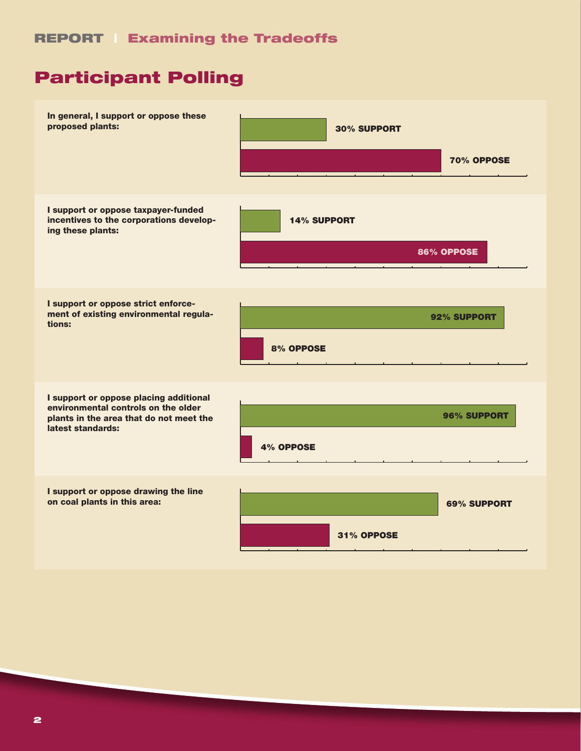## Participant Polling

| Question | Support | Oppose |
|---|---|---|
| In general, I support or oppose these proposed plants: | 30% SUPPORT | 70% OPPOSE |
| I support or oppose taxpayer-funded incentives to the corporations developing these plants: | 14% SUPPORT | 86% OPPOSE |
| I support or oppose strict enforcement of existing environmental regulations: | 92% SUPPORT | 8% OPPOSE |
| I support or oppose placing additional environmental controls on the older plants in the area that do not meet the latest standards: | 96% SUPPORT | 4% OPPOSE |
| I support or oppose drawing the line on coal plants in this area: | 69% SUPPORT | 31% OPPOSE |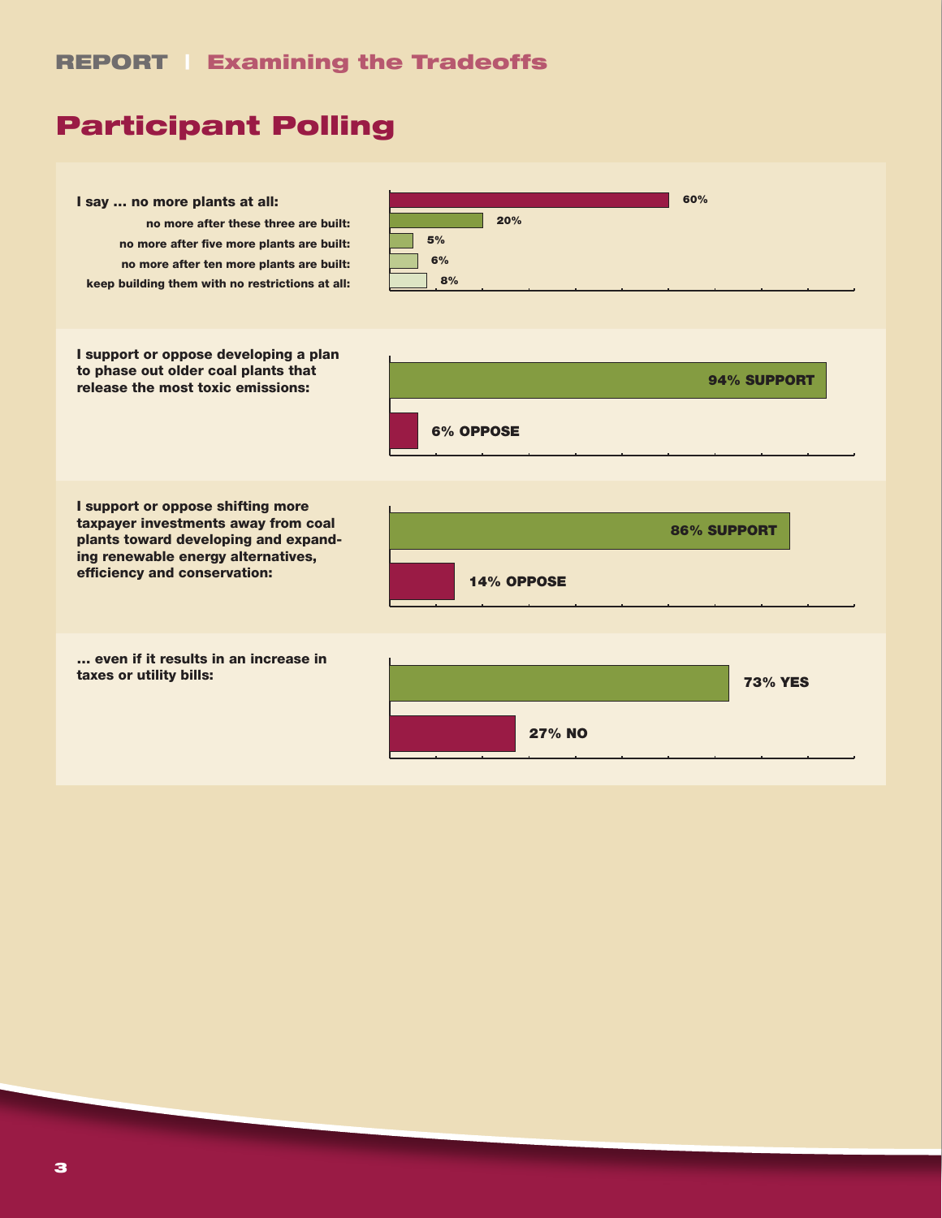## Participant Polling

**I say … no more plants at all:**

| Response | Percent |
| --- | --- |
| I say … no more plants at all: | 60% |
| no more after these three are built: | 20% |
| no more after five more plants are built: | 5% |
| no more after ten more plants are built: | 6% |
| keep building them with no restrictions at all: | 8% |

**I support or oppose developing a plan to phase out older coal plants that release the most toxic emissions:**

| Response | Percent |
| --- | --- |
| SUPPORT | 94% |
| OPPOSE | 6% |

**I support or oppose shifting more taxpayer investments away from coal plants toward developing and expanding renewable energy alternatives, efficiency and conservation:**

| Response | Percent |
| --- | --- |
| SUPPORT | 86% |
| OPPOSE | 14% |

**… even if it results in an increase in taxes or utility bills:**

| Response | Percent |
| --- | --- |
| YES | 73% |
| NO | 27% |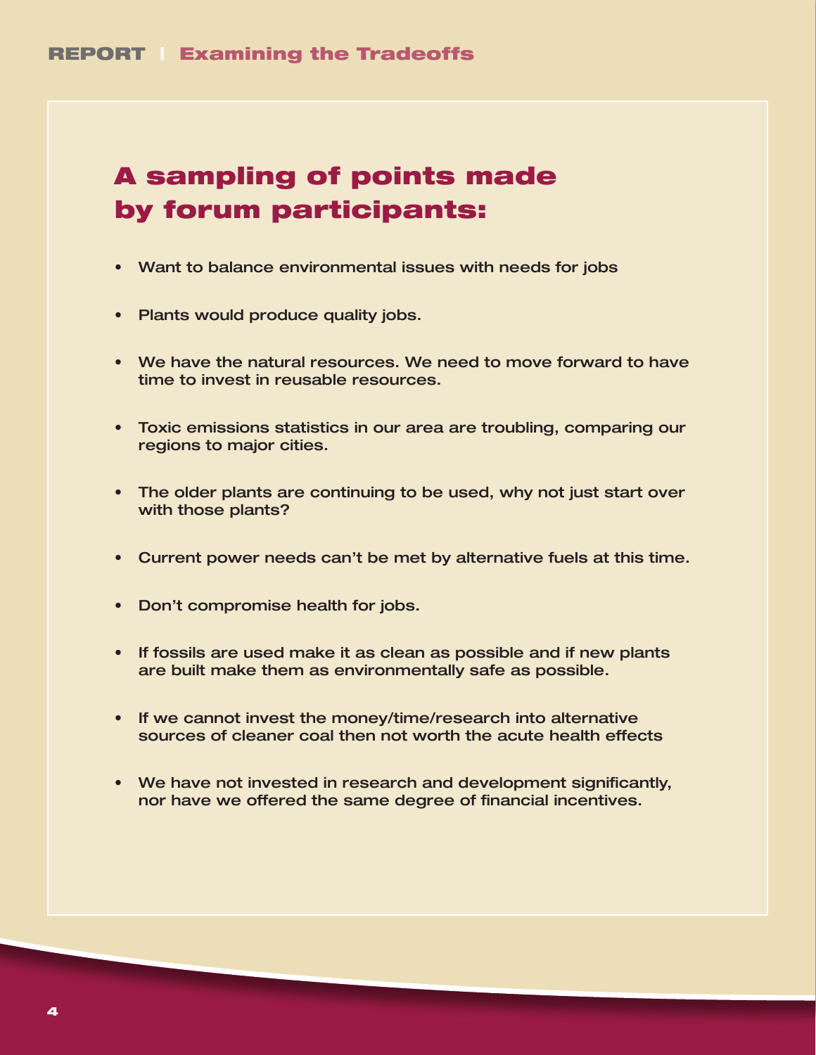# A sampling of points made by forum participants:

- Want to balance environmental issues with needs for jobs
- Plants would produce quality jobs.
- We have the natural resources. We need to move forward to have time to invest in reusable resources.
- Toxic emissions statistics in our area are troubling, comparing our regions to major cities.
- The older plants are continuing to be used, why not just start over with those plants?
- Current power needs can't be met by alternative fuels at this time.
- Don't compromise health for jobs.
- If fossils are used make it as clean as possible and if new plants are built make them as environmentally safe as possible.
- If we cannot invest the money/time/research into alternative sources of cleaner coal then not worth the acute health effects
- We have not invested in research and development significantly, nor have we offered the same degree of financial incentives.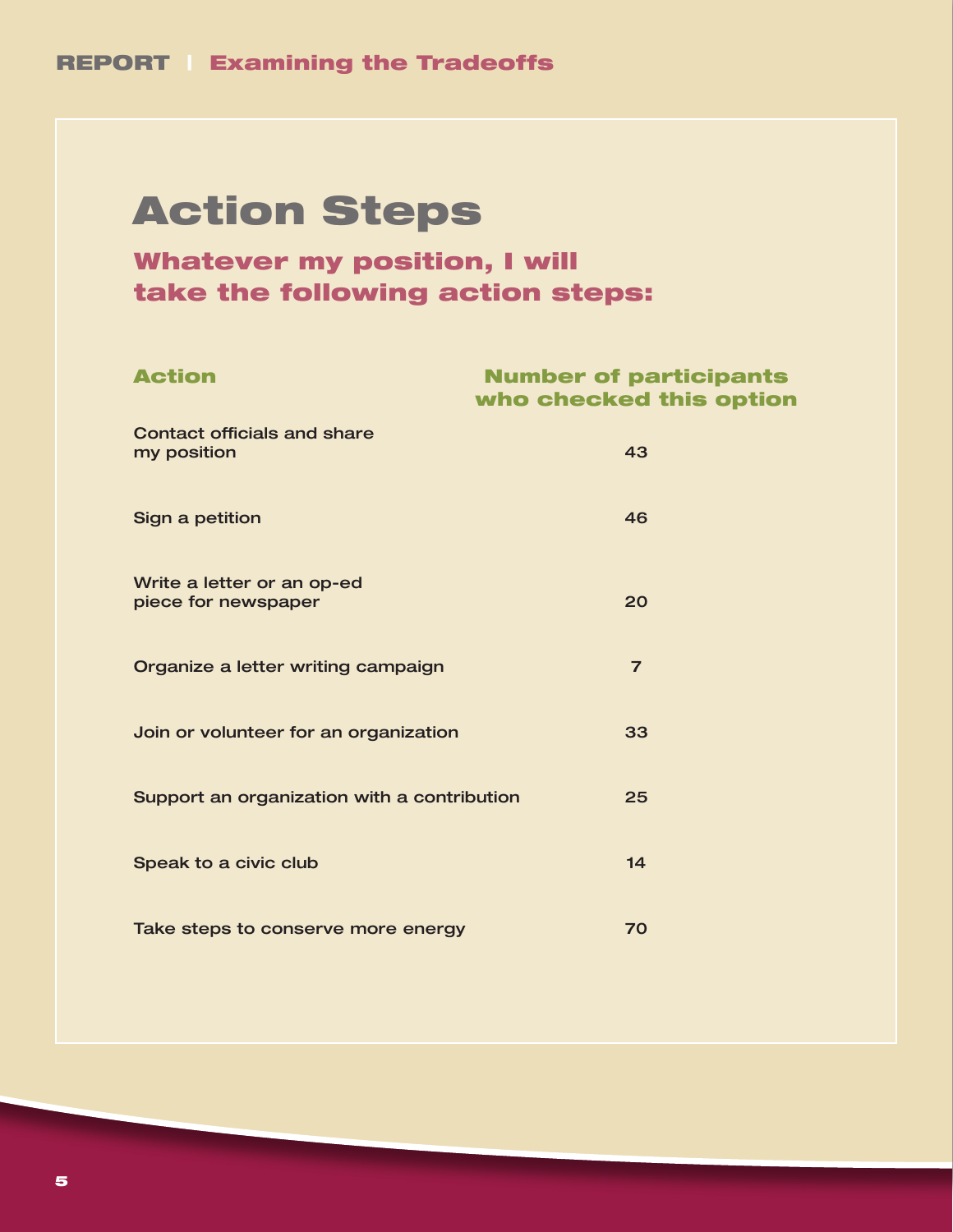# Action Steps

## Whatever my position, I will take the following action steps:

| Action | Number of participants who checked this option |
| --- | --- |
| Contact officials and share my position | 43 |
| Sign a petition | 46 |
| Write a letter or an op-ed piece for newspaper | 20 |
| Organize a letter writing campaign | 7 |
| Join or volunteer for an organization | 33 |
| Support an organization with a contribution | 25 |
| Speak to a civic club | 14 |
| Take steps to conserve more energy | 70 |